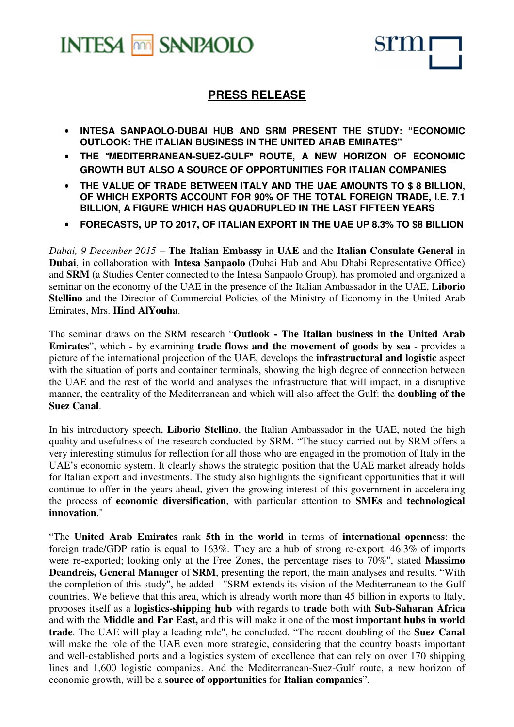# PRESS RELEASE

- **INTESA SANPAOLO-DUBAI HUB AND SRM PRESENT THE STUDY: "ECONOMIC OUTLOOK: THE ITALIAN BUSINESS IN THE UNITED ARAB EMIRATES"**
- **THE "MEDITERRANEAN-SUEZ-GULF" ROUTE, A NEW HORIZON OF ECONOMIC GROWTH BUT ALSO A SOURCE OF OPPORTUNITIES FOR ITALIAN COMPANIES**
- **THE VALUE OF TRADE BETWEEN ITALY AND THE UAE AMOUNTS TO $ 8 BILLION, OF WHICH EXPORTS ACCOUNT FOR 90% OF THE TOTAL FOREIGN TRADE, I.E. 7.1 BILLION, A FIGURE WHICH HAS QUADRUPLED IN THE LAST FIFTEEN YEARS**
- **FORECASTS, UP TO 2017, OF ITALIAN EXPORT IN THE UAE UP 8.3% TO $8 BILLION**

*Dubai, 9 December 2015* – **The Italian Embassy** in **UAE** and the **Italian Consulate General** in **Dubai**, in collaboration with **Intesa Sanpaolo** (Dubai Hub and Abu Dhabi Representative Office) and **SRM** (a Studies Center connected to the Intesa Sanpaolo Group), has promoted and organized a seminar on the economy of the UAE in the presence of the Italian Ambassador in the UAE, **Liborio Stellino** and the Director of Commercial Policies of the Ministry of Economy in the United Arab Emirates, Mrs. **Hind AlYouha**.

The seminar draws on the SRM research "**Outlook - The Italian business in the United Arab Emirates**", which - by examining **trade flows and the movement of goods by sea** - provides a picture of the international projection of the UAE, develops the **infrastructural and logistic** aspect with the situation of ports and container terminals, showing the high degree of connection between the UAE and the rest of the world and analyses the infrastructure that will impact, in a disruptive manner, the centrality of the Mediterranean and which will also affect the Gulf: the **doubling of the Suez Canal**.

In his introductory speech, **Liborio Stellino**, the Italian Ambassador in the UAE, noted the high quality and usefulness of the research conducted by SRM. "The study carried out by SRM offers a very interesting stimulus for reflection for all those who are engaged in the promotion of Italy in the UAE's economic system. It clearly shows the strategic position that the UAE market already holds for Italian export and investments. The study also highlights the significant opportunities that it will continue to offer in the years ahead, given the growing interest of this government in accelerating the process of **economic diversification**, with particular attention to **SMEs** and **technological innovation**."

"The **United Arab Emirates** rank **5th in the world** in terms of **international openness**: the foreign trade/GDP ratio is equal to 163%. They are a hub of strong re-export: 46.3% of imports were re-exported; looking only at the Free Zones, the percentage rises to 70%", stated **Massimo Deandreis, General Manager** of **SRM**, presenting the report, the main analyses and results. "With the completion of this study", he added - "SRM extends its vision of the Mediterranean to the Gulf countries. We believe that this area, which is already worth more than 45 billion in exports to Italy, proposes itself as a **logistics-shipping hub** with regards to **trade** both with **Sub-Saharan Africa** and with the **Middle and Far East,** and this will make it one of the **most important hubs in world trade**. The UAE will play a leading role", he concluded. "The recent doubling of the **Suez Canal** will make the role of the UAE even more strategic, considering that the country boasts important and well-established ports and a logistics system of excellence that can rely on over 170 shipping lines and 1,600 logistic companies. And the Mediterranean-Suez-Gulf route, a new horizon of economic growth, will be a **source of opportunities** for **Italian companies**".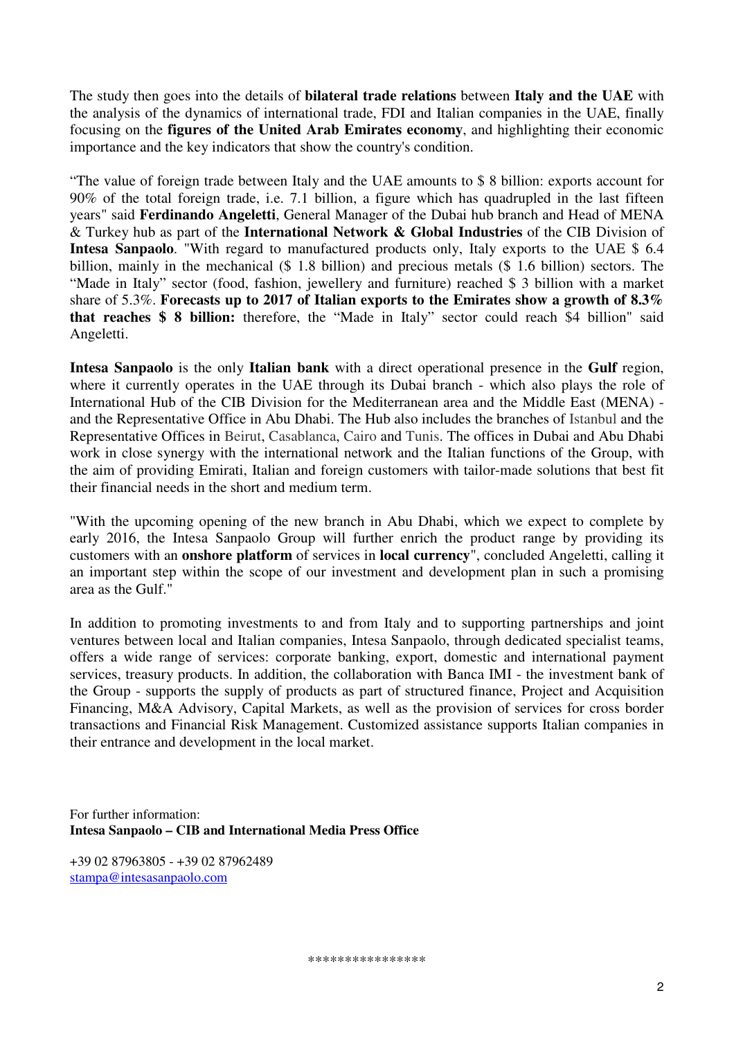The study then goes into the details of **bilateral trade relations** between **Italy and the UAE** with the analysis of the dynamics of international trade, FDI and Italian companies in the UAE, finally focusing on the **figures of the United Arab Emirates economy**, and highlighting their economic importance and the key indicators that show the country's condition.

"The value of foreign trade between Italy and the UAE amounts to $ 8 billion: exports account for 90% of the total foreign trade, i.e. 7.1 billion, a figure which has quadrupled in the last fifteen years" said **Ferdinando Angeletti**, General Manager of the Dubai hub branch and Head of MENA & Turkey hub as part of the **International Network & Global Industries** of the CIB Division of **Intesa Sanpaolo**. "With regard to manufactured products only, Italy exports to the UAE $ 6.4 billion, mainly in the mechanical ($ 1.8 billion) and precious metals ($ 1.6 billion) sectors. The "Made in Italy" sector (food, fashion, jewellery and furniture) reached $ 3 billion with a market share of 5.3%. **Forecasts up to 2017 of Italian exports to the Emirates show a growth of 8.3% that reaches $ 8 billion:** therefore, the "Made in Italy" sector could reach $4 billion" said Angeletti.

**Intesa Sanpaolo** is the only **Italian bank** with a direct operational presence in the **Gulf** region, where it currently operates in the UAE through its Dubai branch - which also plays the role of International Hub of the CIB Division for the Mediterranean area and the Middle East (MENA) - and the Representative Office in Abu Dhabi. The Hub also includes the branches of Istanbul and the Representative Offices in Beirut, Casablanca, Cairo and Tunis. The offices in Dubai and Abu Dhabi work in close synergy with the international network and the Italian functions of the Group, with the aim of providing Emirati, Italian and foreign customers with tailor-made solutions that best fit their financial needs in the short and medium term.

"With the upcoming opening of the new branch in Abu Dhabi, which we expect to complete by early 2016, the Intesa Sanpaolo Group will further enrich the product range by providing its customers with an **onshore platform** of services in **local currency**", concluded Angeletti, calling it an important step within the scope of our investment and development plan in such a promising area as the Gulf."

In addition to promoting investments to and from Italy and to supporting partnerships and joint ventures between local and Italian companies, Intesa Sanpaolo, through dedicated specialist teams, offers a wide range of services: corporate banking, export, domestic and international payment services, treasury products. In addition, the collaboration with Banca IMI - the investment bank of the Group - supports the supply of products as part of structured finance, Project and Acquisition Financing, M&A Advisory, Capital Markets, as well as the provision of services for cross border transactions and Financial Risk Management. Customized assistance supports Italian companies in their entrance and development in the local market.

For further information:
**Intesa Sanpaolo – CIB and International Media Press Office**

+39 02 87963805 - +39 02 87962489
stampa@intesasanpaolo.com

\*\*\*\*\*\*\*\*\*\*\*\*\*\*\*\*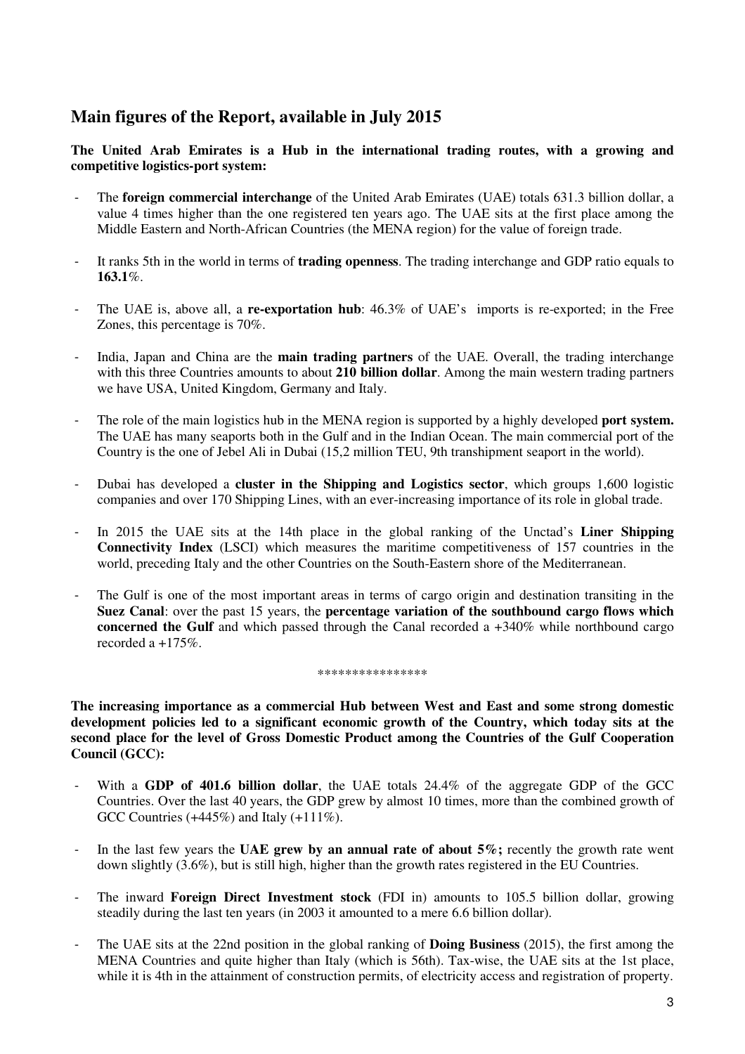## Main figures of the Report, available in July 2015

**The United Arab Emirates is a Hub in the international trading routes, with a growing and competitive logistics-port system:**

- The **foreign commercial interchange** of the United Arab Emirates (UAE) totals 631.3 billion dollar, a value 4 times higher than the one registered ten years ago. The UAE sits at the first place among the Middle Eastern and North-African Countries (the MENA region) for the value of foreign trade.
- It ranks 5th in the world in terms of **trading openness**. The trading interchange and GDP ratio equals to **163.1**%.
- The UAE is, above all, a **re-exportation hub**: 46.3% of UAE's imports is re-exported; in the Free Zones, this percentage is 70%.
- India, Japan and China are the **main trading partners** of the UAE. Overall, the trading interchange with this three Countries amounts to about **210 billion dollar**. Among the main western trading partners we have USA, United Kingdom, Germany and Italy.
- The role of the main logistics hub in the MENA region is supported by a highly developed **port system.** The UAE has many seaports both in the Gulf and in the Indian Ocean. The main commercial port of the Country is the one of Jebel Ali in Dubai (15,2 million TEU, 9th transhipment seaport in the world).
- Dubai has developed a **cluster in the Shipping and Logistics sector**, which groups 1,600 logistic companies and over 170 Shipping Lines, with an ever-increasing importance of its role in global trade.
- In 2015 the UAE sits at the 14th place in the global ranking of the Unctad's **Liner Shipping Connectivity Index** (LSCI) which measures the maritime competitiveness of 157 countries in the world, preceding Italy and the other Countries on the South-Eastern shore of the Mediterranean.
- The Gulf is one of the most important areas in terms of cargo origin and destination transiting in the **Suez Canal**: over the past 15 years, the **percentage variation of the southbound cargo flows which concerned the Gulf** and which passed through the Canal recorded a +340% while northbound cargo recorded a +175%.

****************

**The increasing importance as a commercial Hub between West and East and some strong domestic development policies led to a significant economic growth of the Country, which today sits at the second place for the level of Gross Domestic Product among the Countries of the Gulf Cooperation Council (GCC):**

- With a **GDP of 401.6 billion dollar**, the UAE totals 24.4% of the aggregate GDP of the GCC Countries. Over the last 40 years, the GDP grew by almost 10 times, more than the combined growth of GCC Countries (+445%) and Italy (+111%).
- In the last few years the **UAE grew by an annual rate of about 5%;** recently the growth rate went down slightly (3.6%), but is still high, higher than the growth rates registered in the EU Countries.
- The inward **Foreign Direct Investment stock** (FDI in) amounts to 105.5 billion dollar, growing steadily during the last ten years (in 2003 it amounted to a mere 6.6 billion dollar).
- The UAE sits at the 22nd position in the global ranking of **Doing Business** (2015), the first among the MENA Countries and quite higher than Italy (which is 56th). Tax-wise, the UAE sits at the 1st place, while it is 4th in the attainment of construction permits, of electricity access and registration of property.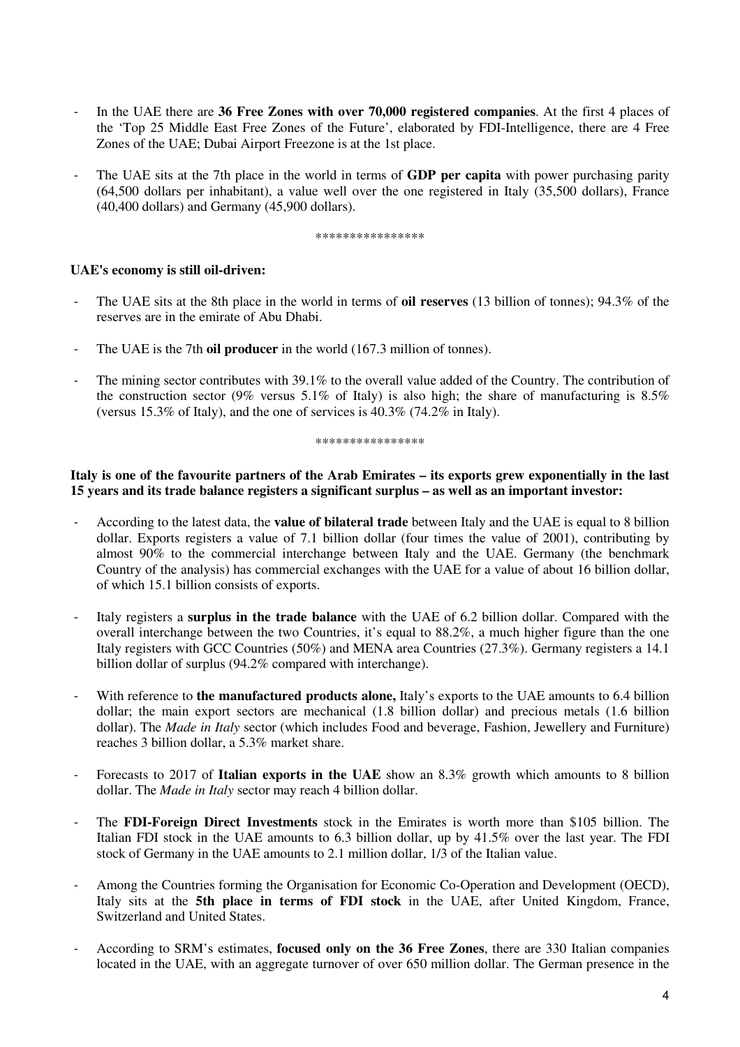- In the UAE there are **36 Free Zones with over 70,000 registered companies**. At the first 4 places of the 'Top 25 Middle East Free Zones of the Future', elaborated by FDI-Intelligence, there are 4 Free Zones of the UAE; Dubai Airport Freezone is at the 1st place.

- The UAE sits at the 7th place in the world in terms of **GDP per capita** with power purchasing parity (64,500 dollars per inhabitant), a value well over the one registered in Italy (35,500 dollars), France (40,400 dollars) and Germany (45,900 dollars).

****************

**UAE's economy is still oil-driven:**

- The UAE sits at the 8th place in the world in terms of **oil reserves** (13 billion of tonnes); 94.3% of the reserves are in the emirate of Abu Dhabi.

- The UAE is the 7th **oil producer** in the world (167.3 million of tonnes).

- The mining sector contributes with 39.1% to the overall value added of the Country. The contribution of the construction sector (9% versus 5.1% of Italy) is also high; the share of manufacturing is 8.5% (versus 15.3% of Italy), and the one of services is 40.3% (74.2% in Italy).

****************

**Italy is one of the favourite partners of the Arab Emirates – its exports grew exponentially in the last 15 years and its trade balance registers a significant surplus – as well as an important investor:**

- According to the latest data, the **value of bilateral trade** between Italy and the UAE is equal to 8 billion dollar. Exports registers a value of 7.1 billion dollar (four times the value of 2001), contributing by almost 90% to the commercial interchange between Italy and the UAE. Germany (the benchmark Country of the analysis) has commercial exchanges with the UAE for a value of about 16 billion dollar, of which 15.1 billion consists of exports.

- Italy registers a **surplus in the trade balance** with the UAE of 6.2 billion dollar. Compared with the overall interchange between the two Countries, it's equal to 88.2%, a much higher figure than the one Italy registers with GCC Countries (50%) and MENA area Countries (27.3%). Germany registers a 14.1 billion dollar of surplus (94.2% compared with interchange).

- With reference to **the manufactured products alone,** Italy's exports to the UAE amounts to 6.4 billion dollar; the main export sectors are mechanical (1.8 billion dollar) and precious metals (1.6 billion dollar). The *Made in Italy* sector (which includes Food and beverage, Fashion, Jewellery and Furniture) reaches 3 billion dollar, a 5.3% market share.

- Forecasts to 2017 of **Italian exports in the UAE** show an 8.3% growth which amounts to 8 billion dollar. The *Made in Italy* sector may reach 4 billion dollar.

- The **FDI-Foreign Direct Investments** stock in the Emirates is worth more than $105 billion. The Italian FDI stock in the UAE amounts to 6.3 billion dollar, up by 41.5% over the last year. The FDI stock of Germany in the UAE amounts to 2.1 million dollar, 1/3 of the Italian value.

- Among the Countries forming the Organisation for Economic Co-Operation and Development (OECD), Italy sits at the **5th place in terms of FDI stock** in the UAE, after United Kingdom, France, Switzerland and United States.

- According to SRM's estimates, **focused only on the 36 Free Zones**, there are 330 Italian companies located in the UAE, with an aggregate turnover of over 650 million dollar. The German presence in the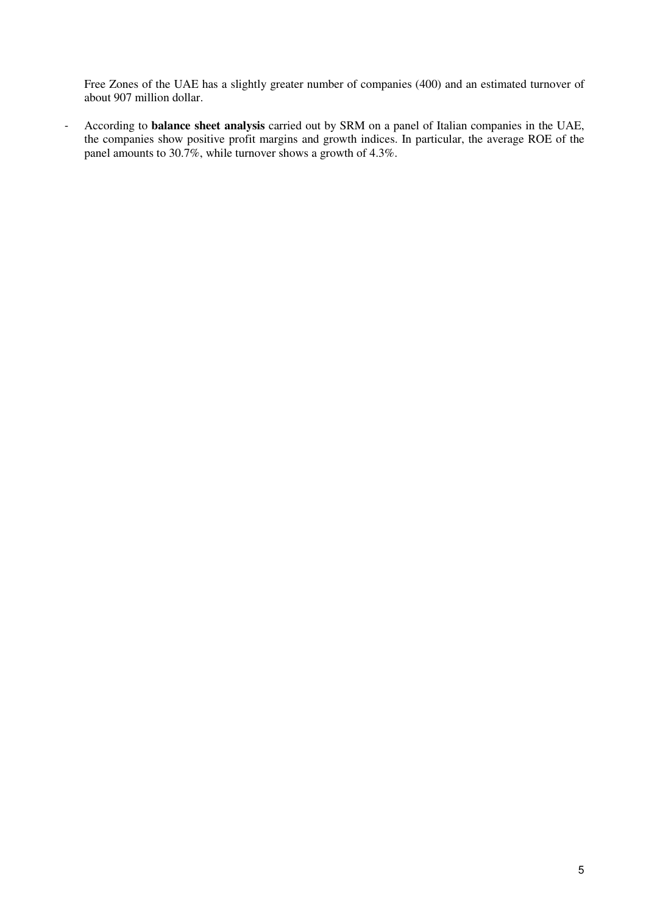Free Zones of the UAE has a slightly greater number of companies (400) and an estimated turnover of about 907 million dollar.

- According to **balance sheet analysis** carried out by SRM on a panel of Italian companies in the UAE, the companies show positive profit margins and growth indices. In particular, the average ROE of the panel amounts to 30.7%, while turnover shows a growth of 4.3%.